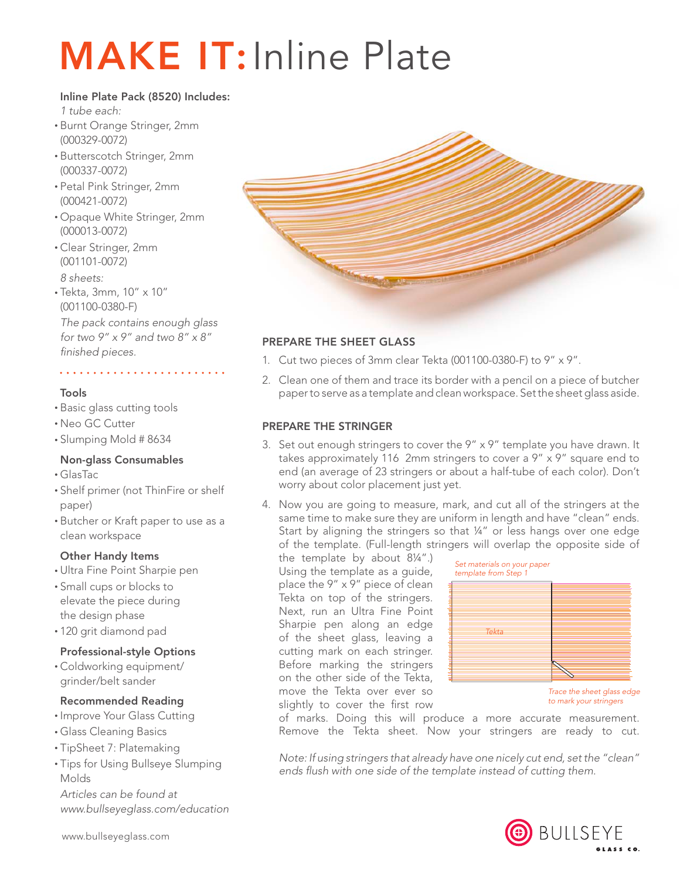# MAKE IT: Inline Plate

**Inline Plate Pack (8520) Includes:**

*1 tube each:*

- Burnt Orange Stringer, 2mm (000329-0072)
- Butterscotch Stringer, 2mm (000337-0072)
- Petal Pink Stringer, 2mm (000421-0072)
- Opaque White Stringer, 2mm (000013-0072)
- Clear Stringer, 2mm (001101-0072)

*8 sheets:*

- Tekta, 3mm, 10" x 10" (001100-0380-F)

*The pack contains enough glass for two 9" x 9" and two 8" x 8" finished pieces.*

### Tools

- Basic glass cutting tools
- Neo GC Cutter
- Slumping Mold # 8634

### Non-glass Consumables

- GlasTac
- Shelf primer (not ThinFire or shelf paper)
- Butcher or Kraft paper to use as a clean workspace

### Other Handy Items

- Ultra Fine Point Sharpie pen
- Small cups or blocks to elevate the piece during the design phase
- 120 grit diamond pad

### Professional-style Options

- Coldworking equipment/ grinder/belt sander

### Recommended Reading

- Improve Your Glass Cutting
- Glass Cleaning Basics
- TipSheet 7: Platemaking
- Tips for Using Bullseye Slumping Molds

*Articles can be found at www.bullseyeglass.com/education*

## PREPARE THE SHEET GLASS

1. Cut two pieces of 3mm clear Tekta (001100-0380-F) to 9" x 9".
2. Clean one of them and trace its border with a pencil on a piece of butcher paper to serve as a template and clean workspace. Set the sheet glass aside.

## PREPARE THE STRINGER

3. Set out enough stringers to cover the 9" x 9" template you have drawn. It takes approximately 116 2mm stringers to cover a 9" x 9" square end to end (an average of 23 stringers or about a half-tube of each color). Don't worry about color placement just yet.
4. Now you are going to measure, mark, and cut all of the stringers at the same time to make sure they are uniform in length and have "clean" ends. Start by aligning the stringers so that ¼" or less hangs over one edge of the template. (Full-length stringers will overlap the opposite side of the template by about 8¼".) Using the template as a guide, place the 9" x 9" piece of clean Tekta on top of the stringers. Next, run an Ultra Fine Point Sharpie pen along an edge of the sheet glass, leaving a cutting mark on each stringer. Before marking the stringers on the other side of the Tekta, move the Tekta over ever so slightly to cover the first row of marks. Doing this will produce a more accurate measurement. Remove the Tekta sheet. Now your stringers are ready to cut.

*Set materials on your paper template from Step 1*

Tekta

*Trace the sheet glass edge to mark your stringers*

*Note: If using stringers that already have one nicely cut end, set the "clean" ends flush with one side of the template instead of cutting them.*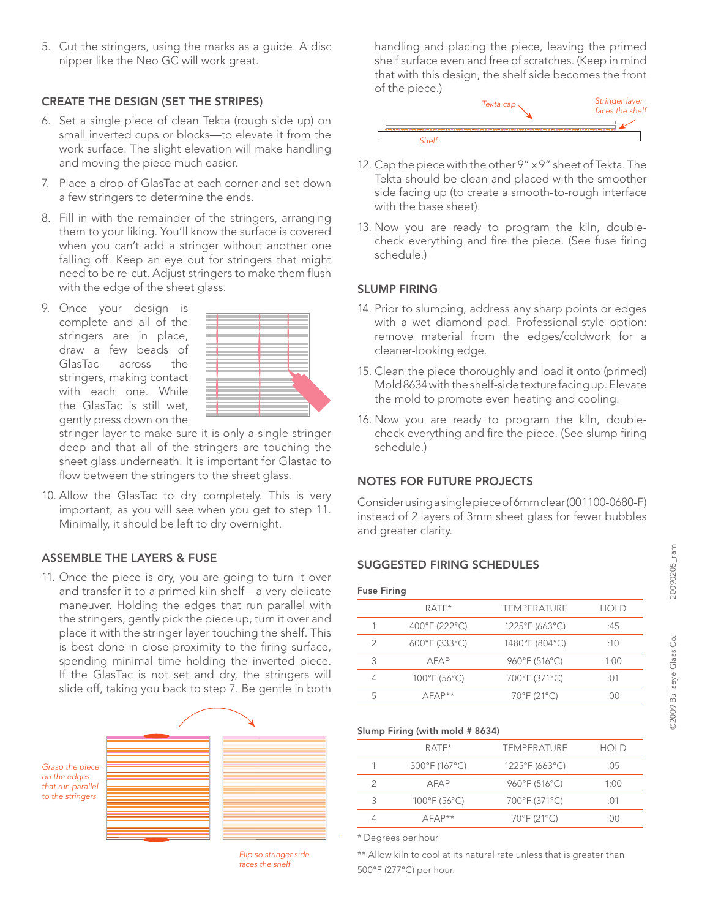5. Cut the stringers, using the marks as a guide. A disc nipper like the Neo GC will work great.

## CREATE THE DESIGN (SET THE STRIPES)

6. Set a single piece of clean Tekta (rough side up) on small inverted cups or blocks—to elevate it from the work surface. The slight elevation will make handling and moving the piece much easier.

7. Place a drop of GlasTac at each corner and set down a few stringers to determine the ends.

8. Fill in with the remainder of the stringers, arranging them to your liking. You'll know the surface is covered when you can't add a stringer without another one falling off. Keep an eye out for stringers that might need to be re-cut. Adjust stringers to make them flush with the edge of the sheet glass.

9. Once your design is complete and all of the stringers are in place, draw a few beads of GlasTac across the stringers, making contact with each one. While the GlasTac is still wet, gently press down on the stringer layer to make sure it is only a single stringer deep and that all of the stringers are touching the sheet glass underneath. It is important for Glastac to flow between the stringers to the sheet glass.

10. Allow the GlasTac to dry completely. This is very important, as you will see when you get to step 11. Minimally, it should be left to dry overnight.

## ASSEMBLE THE LAYERS & FUSE

11. Once the piece is dry, you are going to turn it over and transfer it to a primed kiln shelf—a very delicate maneuver. Holding the edges that run parallel with the stringers, gently pick the piece up, turn it over and place it with the stringer layer touching the shelf. This is best done in close proximity to the firing surface, spending minimal time holding the inverted piece. If the GlasTac is not set and dry, the stringers will slide off, taking you back to step 7. Be gentle in both handling and placing the piece, leaving the primed shelf surface even and free of scratches. (Keep in mind that with this design, the shelf side becomes the front of the piece.)

*Grasp the piece on the edges that run parallel to the stringers*

*Flip so stringer side faces the shelf*

*Tekta cap*

*Stringer layer faces the shelf*

*Shelf*

12. Cap the piece with the other 9" x 9" sheet of Tekta. The Tekta should be clean and placed with the smoother side facing up (to create a smooth-to-rough interface with the base sheet).

13. Now you are ready to program the kiln, double-check everything and fire the piece. (See fuse firing schedule.)

## SLUMP FIRING

14. Prior to slumping, address any sharp points or edges with a wet diamond pad. Professional-style option: remove material from the edges/coldwork for a cleaner-looking edge.

15. Clean the piece thoroughly and load it onto (primed) Mold 8634 with the shelf-side texture facing up. Elevate the mold to promote even heating and cooling.

16. Now you are ready to program the kiln, double-check everything and fire the piece. (See slump firing schedule.)

## NOTES FOR FUTURE PROJECTS

Consider using a single piece of 6mm clear (001100-0680-F) instead of 2 layers of 3mm sheet glass for fewer bubbles and greater clarity.

## SUGGESTED FIRING SCHEDULES

**Fuse Firing**

| | RATE* | TEMPERATURE | HOLD |
|---|---|---|---|
| 1 | 400°F (222°C) | 1225°F (663°C) | :45 |
| 2 | 600°F (333°C) | 1480°F (804°C) | :10 |
| 3 | AFAP | 960°F (516°C) | 1:00 |
| 4 | 100°F (56°C) | 700°F (371°C) | :01 |
| 5 | AFAP** | 70°F (21°C) | :00 |

**Slump Firing (with mold # 8634)**

| | RATE* | TEMPERATURE | HOLD |
|---|---|---|---|
| 1 | 300°F (167°C) | 1225°F (663°C) | :05 |
| 2 | AFAP | 960°F (516°C) | 1:00 |
| 3 | 100°F (56°C) | 700°F (371°C) | :01 |
| 4 | AFAP** | 70°F (21°C) | :00 |

* Degrees per hour

** Allow kiln to cool at its natural rate unless that is greater than 500°F (277°C) per hour.

©2009 Bullseye Glass Co. 20090205_ram